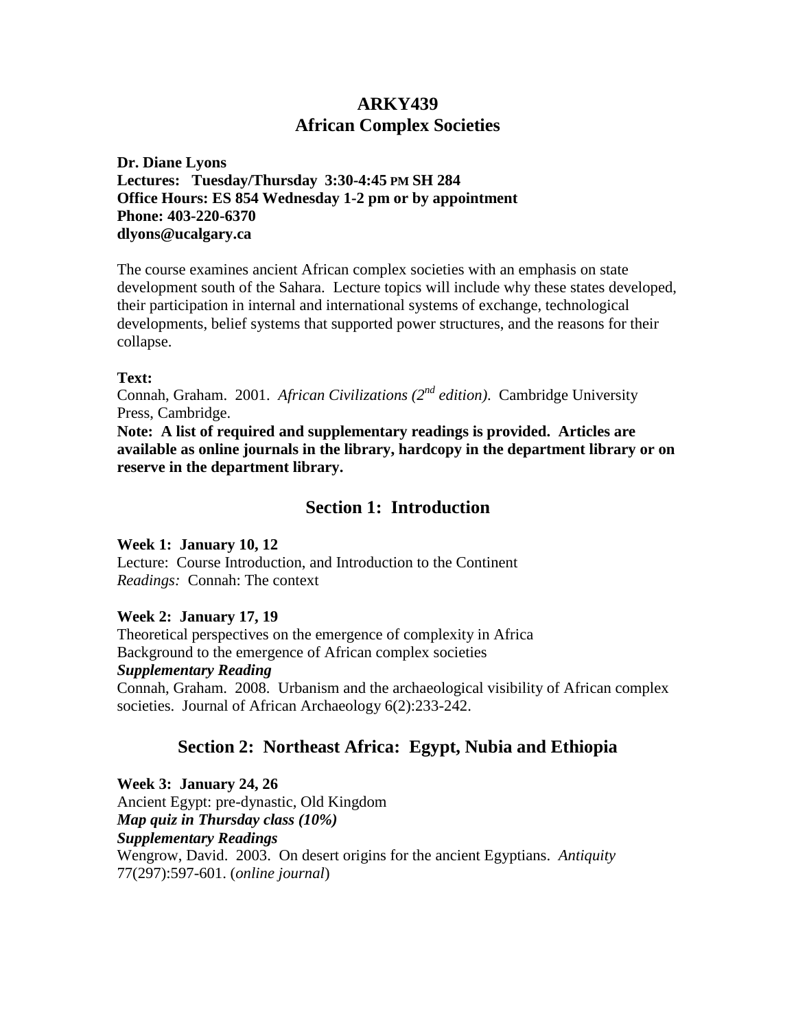# ARKY439
# African Complex Societies

**Dr. Diane Lyons**
**Lectures: Tuesday/Thursday 3:30-4:45 PM SH 284**
**Office Hours: ES 854 Wednesday 1-2 pm or by appointment**
**Phone: 403-220-6370**
**dlyons@ucalgary.ca**

The course examines ancient African complex societies with an emphasis on state development south of the Sahara. Lecture topics will include why these states developed, their participation in internal and international systems of exchange, technological developments, belief systems that supported power structures, and the reasons for their collapse.

**Text:**
Connah, Graham. 2001. *African Civilizations (2nd edition)*. Cambridge University Press, Cambridge.
**Note: A list of required and supplementary readings is provided. Articles are available as online journals in the library, hardcopy in the department library or on reserve in the department library.**

## Section 1: Introduction

**Week 1: January 10, 12**
Lecture: Course Introduction, and Introduction to the Continent
*Readings:* Connah: The context

**Week 2: January 17, 19**
Theoretical perspectives on the emergence of complexity in Africa
Background to the emergence of African complex societies
***Supplementary Reading***
Connah, Graham. 2008. Urbanism and the archaeological visibility of African complex societies. Journal of African Archaeology 6(2):233-242.

## Section 2: Northeast Africa: Egypt, Nubia and Ethiopia

**Week 3: January 24, 26**
Ancient Egypt: pre-dynastic, Old Kingdom
***Map quiz in Thursday class (10%)***
***Supplementary Readings***
Wengrow, David. 2003. On desert origins for the ancient Egyptians. *Antiquity* 77(297):597-601. (*online journal*)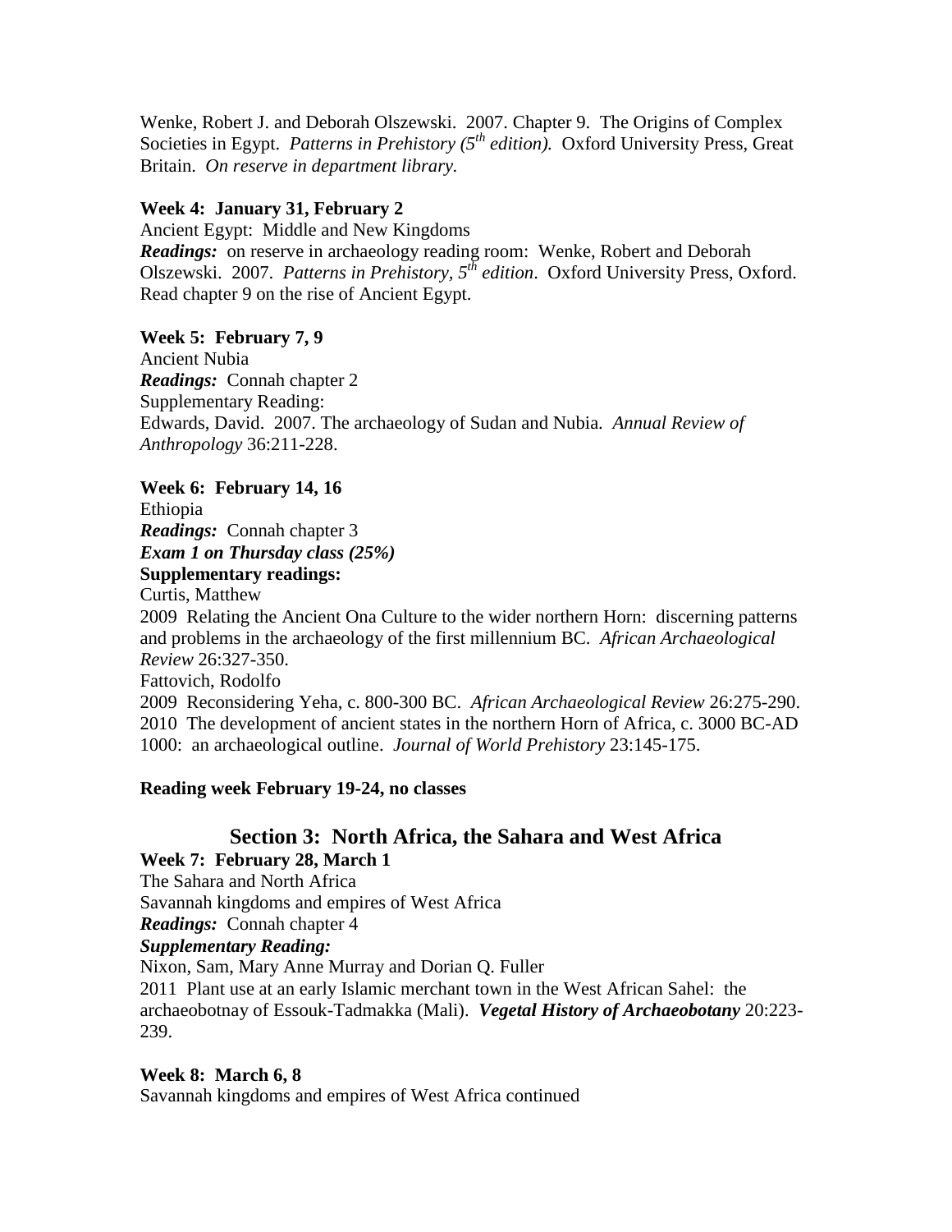Wenke, Robert J. and Deborah Olszewski. 2007. Chapter 9. The Origins of Complex Societies in Egypt. *Patterns in Prehistory (5th edition).* Oxford University Press, Great Britain. *On reserve in department library.*

**Week 4: January 31, February 2**

Ancient Egypt: Middle and New Kingdoms

***Readings:*** on reserve in archaeology reading room: Wenke, Robert and Deborah Olszewski. 2007. *Patterns in Prehistory, 5th edition*. Oxford University Press, Oxford. Read chapter 9 on the rise of Ancient Egypt.

**Week 5: February 7, 9**

Ancient Nubia

***Readings:*** Connah chapter 2

Supplementary Reading:

Edwards, David. 2007. The archaeology of Sudan and Nubia. *Annual Review of Anthropology* 36:211-228.

**Week 6: February 14, 16**

Ethiopia

***Readings:*** Connah chapter 3

***Exam 1 on Thursday class (25%)***

**Supplementary readings:**

Curtis, Matthew

2009 Relating the Ancient Ona Culture to the wider northern Horn: discerning patterns and problems in the archaeology of the first millennium BC. *African Archaeological Review* 26:327-350.

Fattovich, Rodolfo

2009 Reconsidering Yeha, c. 800-300 BC. *African Archaeological Review* 26:275-290.

2010 The development of ancient states in the northern Horn of Africa, c. 3000 BC-AD 1000: an archaeological outline. *Journal of World Prehistory* 23:145-175.

**Reading week February 19-24, no classes**

## Section 3: North Africa, the Sahara and West Africa

**Week 7: February 28, March 1**

The Sahara and North Africa

Savannah kingdoms and empires of West Africa

***Readings:*** Connah chapter 4

***Supplementary Reading:***

Nixon, Sam, Mary Anne Murray and Dorian Q. Fuller

2011 Plant use at an early Islamic merchant town in the West African Sahel: the archaeobotnay of Essouk-Tadmakka (Mali). ***Vegetal History of Archaeobotany*** 20:223-239.

**Week 8: March 6, 8**

Savannah kingdoms and empires of West Africa continued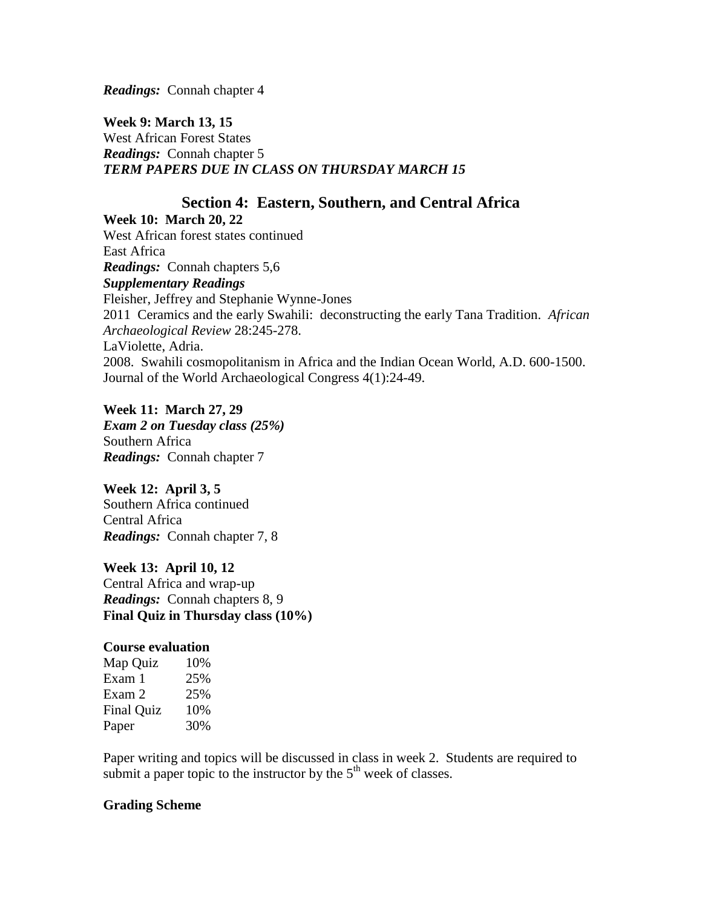***Readings:*** Connah chapter 4

**Week 9: March 13, 15**
West African Forest States
***Readings:*** Connah chapter 5
***TERM PAPERS DUE IN CLASS ON THURSDAY MARCH 15***

## Section 4: Eastern, Southern, and Central Africa

**Week 10: March 20, 22**
West African forest states continued
East Africa
***Readings:*** Connah chapters 5,6
***Supplementary Readings***
Fleisher, Jeffrey and Stephanie Wynne-Jones
2011 Ceramics and the early Swahili: deconstructing the early Tana Tradition. *African Archaeological Review* 28:245-278.
LaViolette, Adria.
2008. Swahili cosmopolitanism in Africa and the Indian Ocean World, A.D. 600-1500. Journal of the World Archaeological Congress 4(1):24-49.

**Week 11: March 27, 29**
***Exam 2 on Tuesday class (25%)***
Southern Africa
***Readings:*** Connah chapter 7

**Week 12: April 3, 5**
Southern Africa continued
Central Africa
***Readings:*** Connah chapter 7, 8

**Week 13: April 10, 12**
Central Africa and wrap-up
***Readings:*** Connah chapters 8, 9
**Final Quiz in Thursday class (10%)**

**Course evaluation**

| | |
|---|---|
| Map Quiz | 10% |
| Exam 1 | 25% |
| Exam 2 | 25% |
| Final Quiz | 10% |
| Paper | 30% |

Paper writing and topics will be discussed in class in week 2. Students are required to submit a paper topic to the instructor by the 5th week of classes.

**Grading Scheme**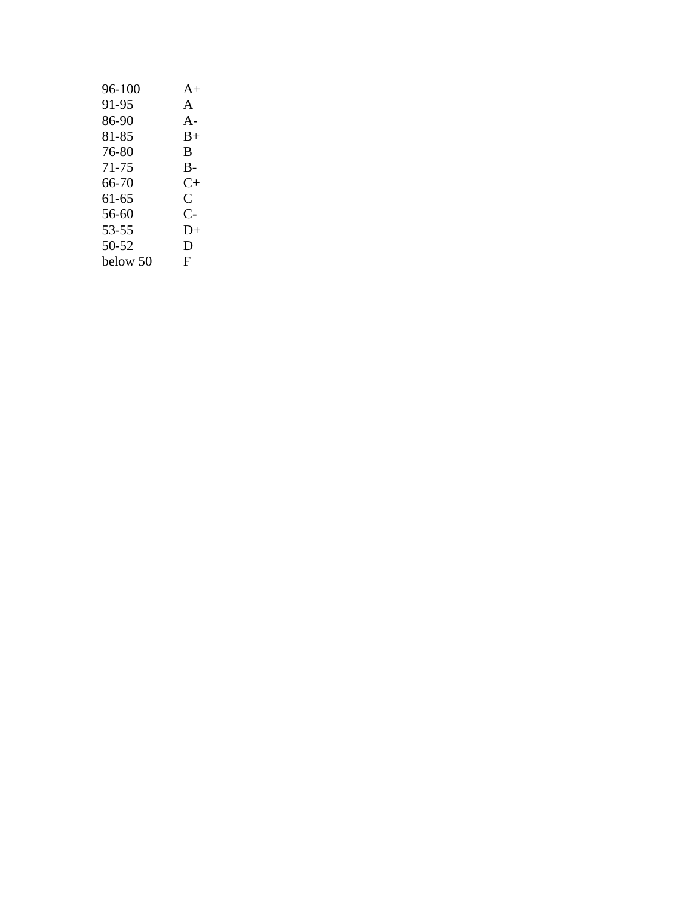| | |
|---|---|
| 96-100 | A+ |
| 91-95 | A |
| 86-90 | A- |
| 81-85 | B+ |
| 76-80 | B |
| 71-75 | B- |
| 66-70 | C+ |
| 61-65 | C |
| 56-60 | C- |
| 53-55 | D+ |
| 50-52 | D |
| below 50 | F |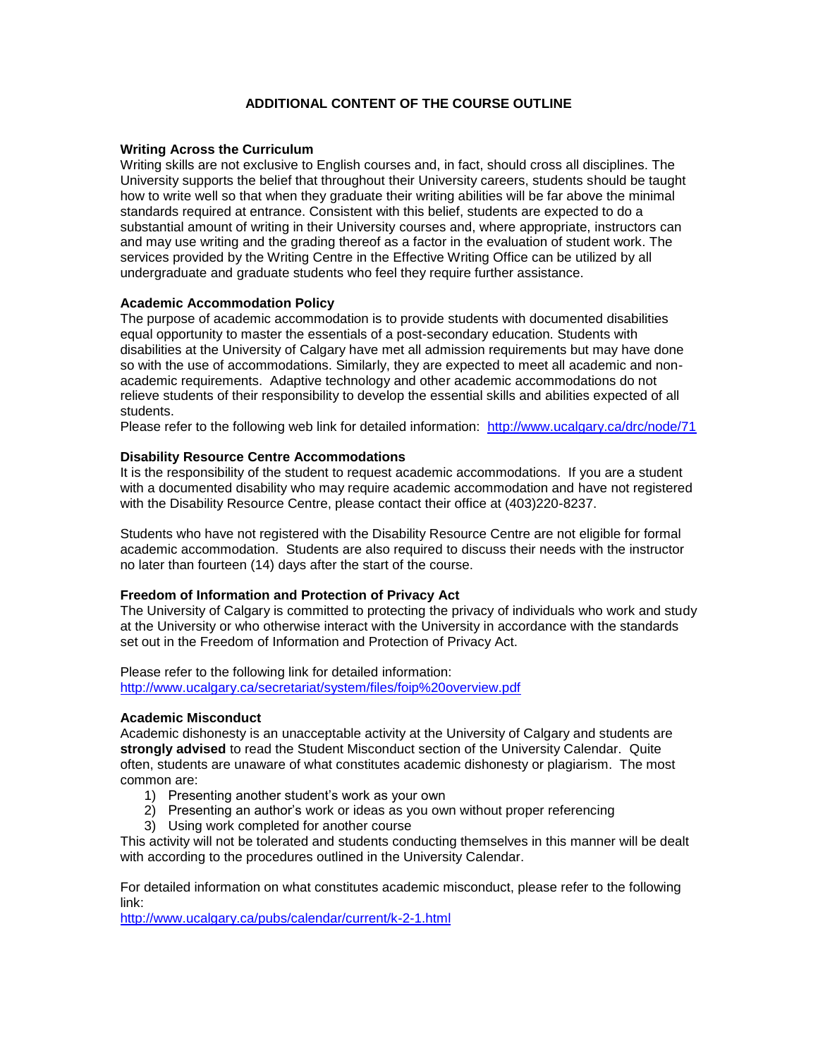## ADDITIONAL CONTENT OF THE COURSE OUTLINE

### Writing Across the Curriculum

Writing skills are not exclusive to English courses and, in fact, should cross all disciplines. The University supports the belief that throughout their University careers, students should be taught how to write well so that when they graduate their writing abilities will be far above the minimal standards required at entrance. Consistent with this belief, students are expected to do a substantial amount of writing in their University courses and, where appropriate, instructors can and may use writing and the grading thereof as a factor in the evaluation of student work. The services provided by the Writing Centre in the Effective Writing Office can be utilized by all undergraduate and graduate students who feel they require further assistance.

### Academic Accommodation Policy

The purpose of academic accommodation is to provide students with documented disabilities equal opportunity to master the essentials of a post-secondary education. Students with disabilities at the University of Calgary have met all admission requirements but may have done so with the use of accommodations. Similarly, they are expected to meet all academic and non-academic requirements. Adaptive technology and other academic accommodations do not relieve students of their responsibility to develop the essential skills and abilities expected of all students.

Please refer to the following web link for detailed information: http://www.ucalgary.ca/drc/node/71

### Disability Resource Centre Accommodations

It is the responsibility of the student to request academic accommodations. If you are a student with a documented disability who may require academic accommodation and have not registered with the Disability Resource Centre, please contact their office at (403)220-8237.

Students who have not registered with the Disability Resource Centre are not eligible for formal academic accommodation. Students are also required to discuss their needs with the instructor no later than fourteen (14) days after the start of the course.

### Freedom of Information and Protection of Privacy Act

The University of Calgary is committed to protecting the privacy of individuals who work and study at the University or who otherwise interact with the University in accordance with the standards set out in the Freedom of Information and Protection of Privacy Act.

Please refer to the following link for detailed information:
http://www.ucalgary.ca/secretariat/system/files/foip%20overview.pdf

### Academic Misconduct

Academic dishonesty is an unacceptable activity at the University of Calgary and students are **strongly advised** to read the Student Misconduct section of the University Calendar. Quite often, students are unaware of what constitutes academic dishonesty or plagiarism. The most common are:

1) Presenting another student's work as your own
2) Presenting an author's work or ideas as you own without proper referencing
3) Using work completed for another course

This activity will not be tolerated and students conducting themselves in this manner will be dealt with according to the procedures outlined in the University Calendar.

For detailed information on what constitutes academic misconduct, please refer to the following link:
http://www.ucalgary.ca/pubs/calendar/current/k-2-1.html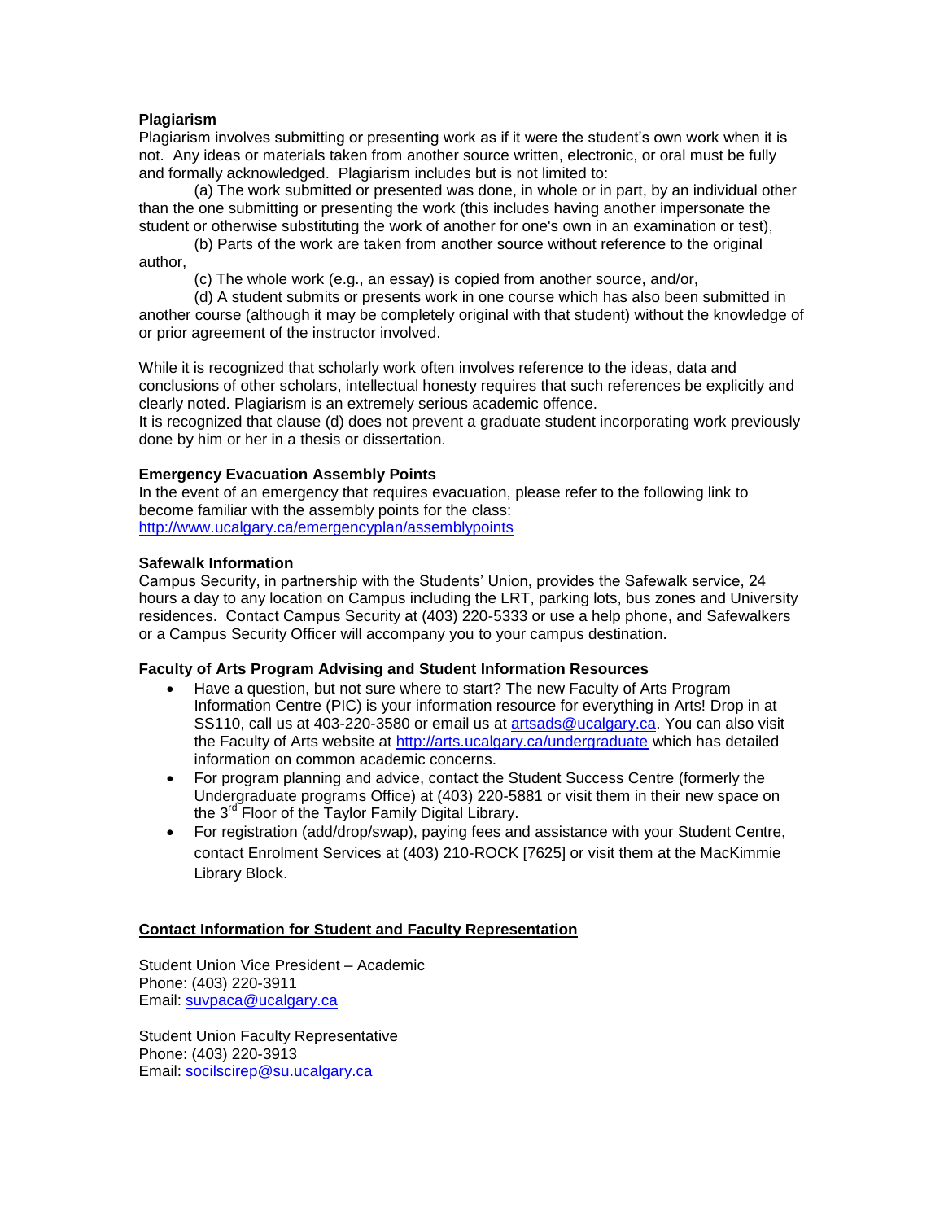**Plagiarism**

Plagiarism involves submitting or presenting work as if it were the student's own work when it is not. Any ideas or materials taken from another source written, electronic, or oral must be fully and formally acknowledged. Plagiarism includes but is not limited to:

(a) The work submitted or presented was done, in whole or in part, by an individual other than the one submitting or presenting the work (this includes having another impersonate the student or otherwise substituting the work of another for one's own in an examination or test),

(b) Parts of the work are taken from another source without reference to the original author,

(c) The whole work (e.g., an essay) is copied from another source, and/or,

(d) A student submits or presents work in one course which has also been submitted in another course (although it may be completely original with that student) without the knowledge of or prior agreement of the instructor involved.

While it is recognized that scholarly work often involves reference to the ideas, data and conclusions of other scholars, intellectual honesty requires that such references be explicitly and clearly noted. Plagiarism is an extremely serious academic offence.
It is recognized that clause (d) does not prevent a graduate student incorporating work previously done by him or her in a thesis or dissertation.

**Emergency Evacuation Assembly Points**

In the event of an emergency that requires evacuation, please refer to the following link to become familiar with the assembly points for the class:
http://www.ucalgary.ca/emergencyplan/assemblypoints

**Safewalk Information**

Campus Security, in partnership with the Students' Union, provides the Safewalk service, 24 hours a day to any location on Campus including the LRT, parking lots, bus zones and University residences. Contact Campus Security at (403) 220-5333 or use a help phone, and Safewalkers or a Campus Security Officer will accompany you to your campus destination.

**Faculty of Arts Program Advising and Student Information Resources**

- Have a question, but not sure where to start? The new Faculty of Arts Program Information Centre (PIC) is your information resource for everything in Arts! Drop in at SS110, call us at 403-220-3580 or email us at artsads@ucalgary.ca. You can also visit the Faculty of Arts website at http://arts.ucalgary.ca/undergraduate which has detailed information on common academic concerns.
- For program planning and advice, contact the Student Success Centre (formerly the Undergraduate programs Office) at (403) 220-5881 or visit them in their new space on the 3rd Floor of the Taylor Family Digital Library.
- For registration (add/drop/swap), paying fees and assistance with your Student Centre, contact Enrolment Services at (403) 210-ROCK [7625] or visit them at the MacKimmie Library Block.

**Contact Information for Student and Faculty Representation**

Student Union Vice President – Academic
Phone: (403) 220-3911
Email: suvpaca@ucalgary.ca

Student Union Faculty Representative
Phone: (403) 220-3913
Email: socilscirep@su.ucalgary.ca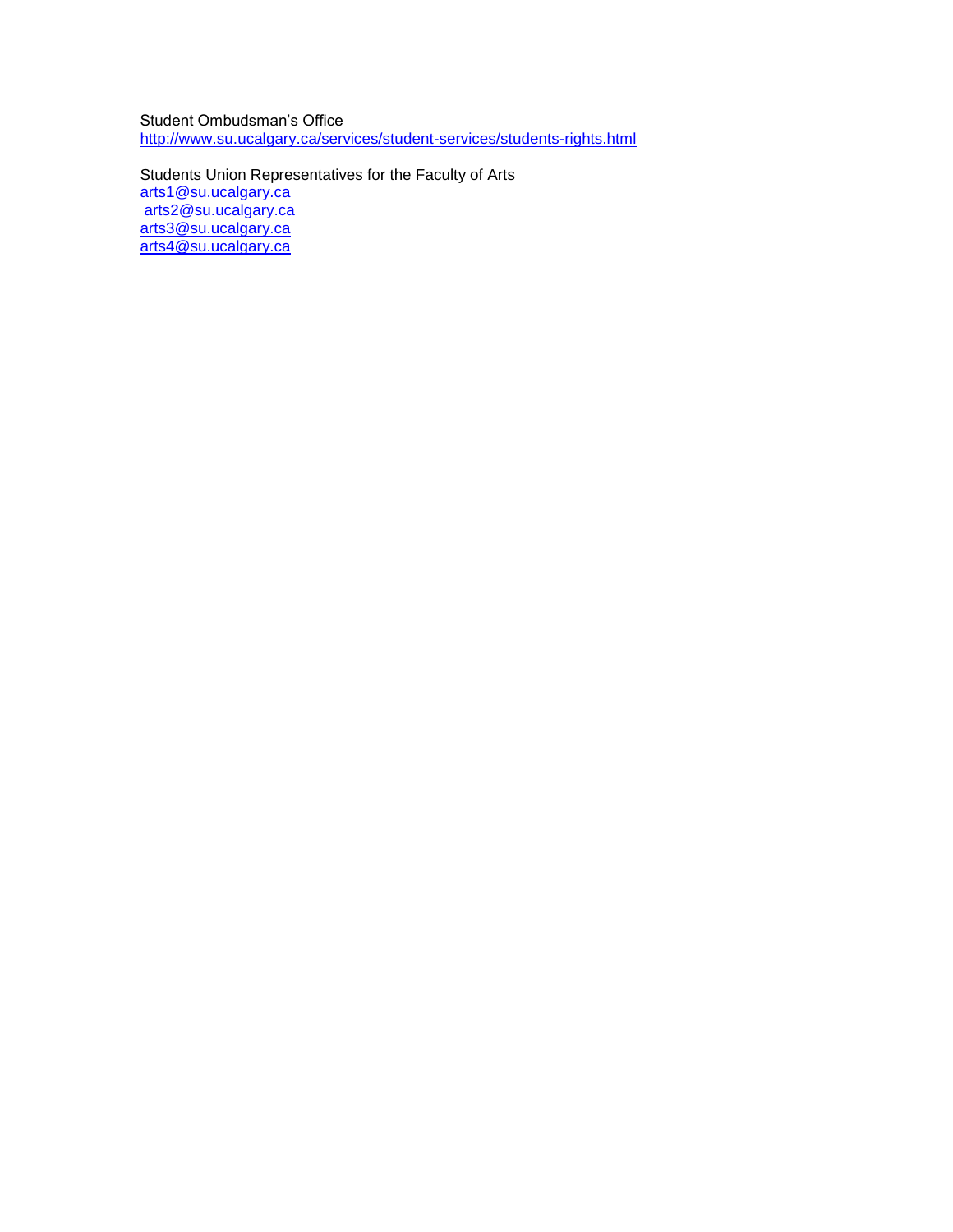Student Ombudsman's Office
http://www.su.ucalgary.ca/services/student-services/students-rights.html

Students Union Representatives for the Faculty of Arts
arts1@su.ucalgary.ca
arts2@su.ucalgary.ca
arts3@su.ucalgary.ca
arts4@su.ucalgary.ca